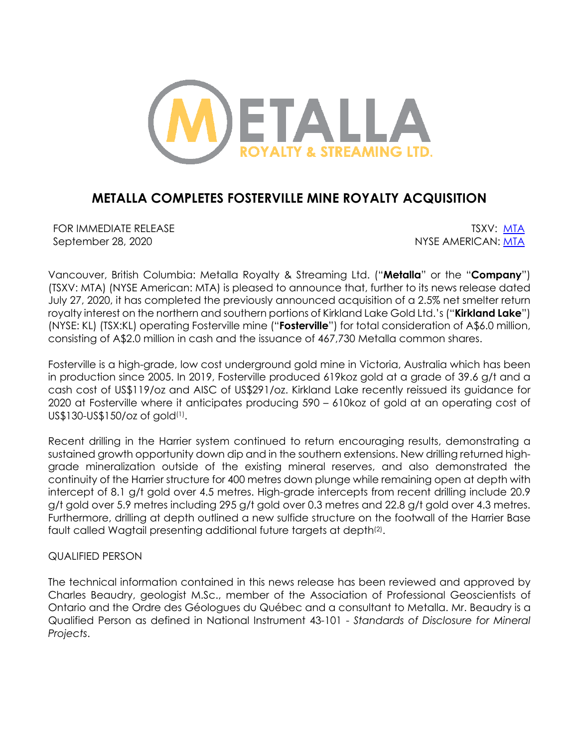# METALLA COMPLETES FOSTERVILLE MINE ROYALTY ACQUISITION

FOR IMMEDIATE RELEASE
September 28, 2020

TSXV: MTA
NYSE AMERICAN: MTA

Vancouver, British Columbia: Metalla Royalty & Streaming Ltd. ("**Metalla**" or the "**Company**") (TSXV: MTA) (NYSE American: MTA) is pleased to announce that, further to its news release dated July 27, 2020, it has completed the previously announced acquisition of a 2.5% net smelter return royalty interest on the northern and southern portions of Kirkland Lake Gold Ltd.'s ("**Kirkland Lake**") (NYSE: KL) (TSX:KL) operating Fosterville mine ("**Fosterville**") for total consideration of A$6.0 million, consisting of A$2.0 million in cash and the issuance of 467,730 Metalla common shares.

Fosterville is a high-grade, low cost underground gold mine in Victoria, Australia which has been in production since 2005. In 2019, Fosterville produced 619koz gold at a grade of 39.6 g/t and a cash cost of US$119/oz and AISC of US$291/oz. Kirkland Lake recently reissued its guidance for 2020 at Fosterville where it anticipates producing 590 – 610koz of gold at an operating cost of US$130-US$150/oz of gold(1).

Recent drilling in the Harrier system continued to return encouraging results, demonstrating a sustained growth opportunity down dip and in the southern extensions. New drilling returned high-grade mineralization outside of the existing mineral reserves, and also demonstrated the continuity of the Harrier structure for 400 metres down plunge while remaining open at depth with intercept of 8.1 g/t gold over 4.5 metres. High-grade intercepts from recent drilling include 20.9 g/t gold over 5.9 metres including 295 g/t gold over 0.3 metres and 22.8 g/t gold over 4.3 metres. Furthermore, drilling at depth outlined a new sulfide structure on the footwall of the Harrier Base fault called Wagtail presenting additional future targets at depth(2).

QUALIFIED PERSON

The technical information contained in this news release has been reviewed and approved by Charles Beaudry, geologist M.Sc., member of the Association of Professional Geoscientists of Ontario and the Ordre des Géologues du Québec and a consultant to Metalla. Mr. Beaudry is a Qualified Person as defined in National Instrument 43-101 - *Standards of Disclosure for Mineral Projects*.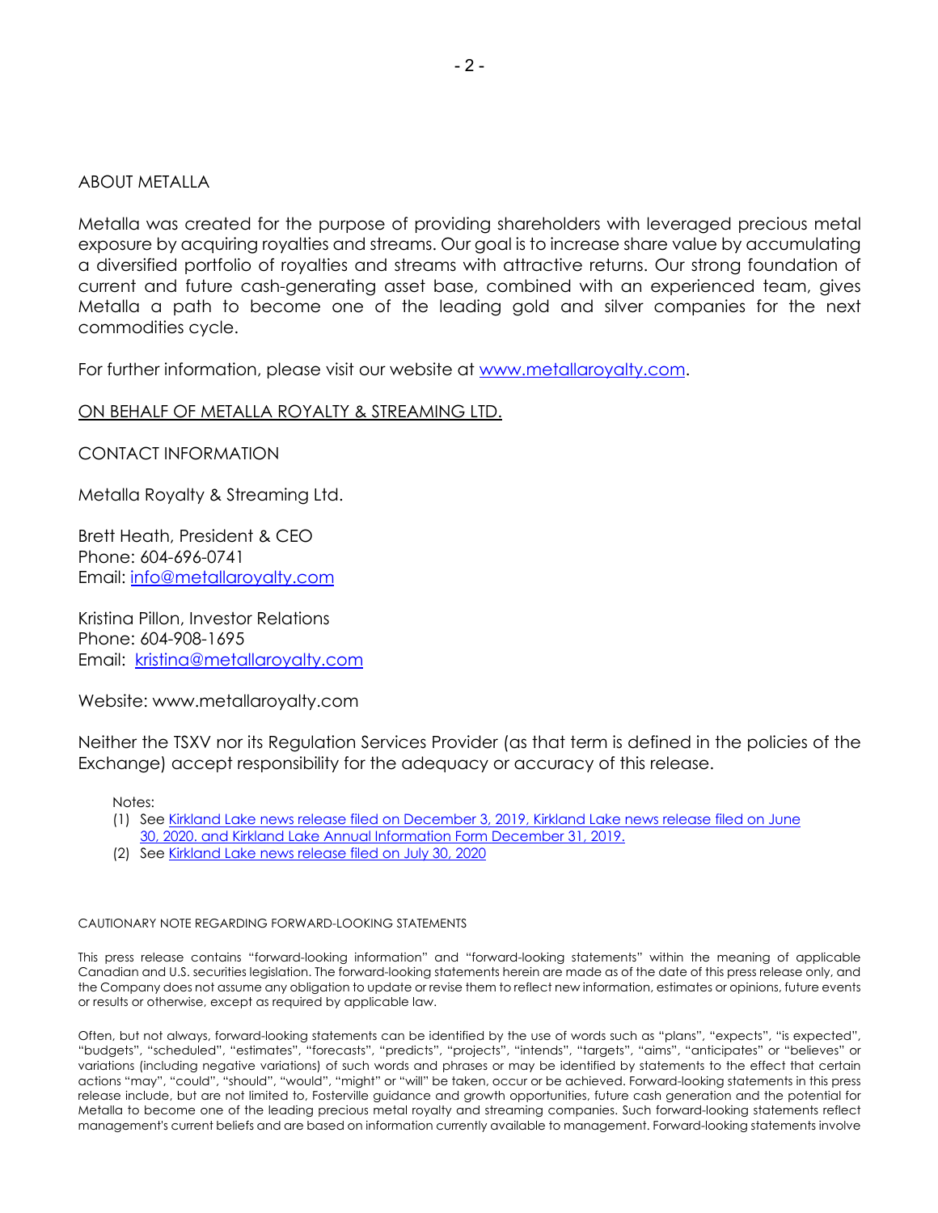## ABOUT METALLA

Metalla was created for the purpose of providing shareholders with leveraged precious metal exposure by acquiring royalties and streams. Our goal is to increase share value by accumulating a diversified portfolio of royalties and streams with attractive returns. Our strong foundation of current and future cash-generating asset base, combined with an experienced team, gives Metalla a path to become one of the leading gold and silver companies for the next commodities cycle.

For further information, please visit our website at [www.metallaroyalty.com](www.metallaroyalty.com).

ON BEHALF OF METALLA ROYALTY & STREAMING LTD.

CONTACT INFORMATION

Metalla Royalty & Streaming Ltd.

Brett Heath, President & CEO
Phone: 604-696-0741
Email: [info@metallaroyalty.com](mailto:info@metallaroyalty.com)

Kristina Pillon, Investor Relations
Phone: 604-908-1695
Email: [kristina@metallaroyalty.com](mailto:kristina@metallaroyalty.com)

Website: www.metallaroyalty.com

Neither the TSXV nor its Regulation Services Provider (as that term is defined in the policies of the Exchange) accept responsibility for the adequacy or accuracy of this release.

Notes:

(1) See Kirkland Lake news release filed on December 3, 2019, Kirkland Lake news release filed on June 30, 2020. and Kirkland Lake Annual Information Form December 31, 2019.
(2) See Kirkland Lake news release filed on July 30, 2020

CAUTIONARY NOTE REGARDING FORWARD-LOOKING STATEMENTS

This press release contains "forward-looking information" and "forward-looking statements" within the meaning of applicable Canadian and U.S. securities legislation. The forward-looking statements herein are made as of the date of this press release only, and the Company does not assume any obligation to update or revise them to reflect new information, estimates or opinions, future events or results or otherwise, except as required by applicable law.

Often, but not always, forward-looking statements can be identified by the use of words such as "plans", "expects", "is expected", "budgets", "scheduled", "estimates", "forecasts", "predicts", "projects", "intends", "targets", "aims", "anticipates" or "believes" or variations (including negative variations) of such words and phrases or may be identified by statements to the effect that certain actions "may", "could", "should", "would", "might" or "will" be taken, occur or be achieved. Forward-looking statements in this press release include, but are not limited to, Fosterville guidance and growth opportunities, future cash generation and the potential for Metalla to become one of the leading precious metal royalty and streaming companies. Such forward-looking statements reflect management's current beliefs and are based on information currently available to management. Forward-looking statements involve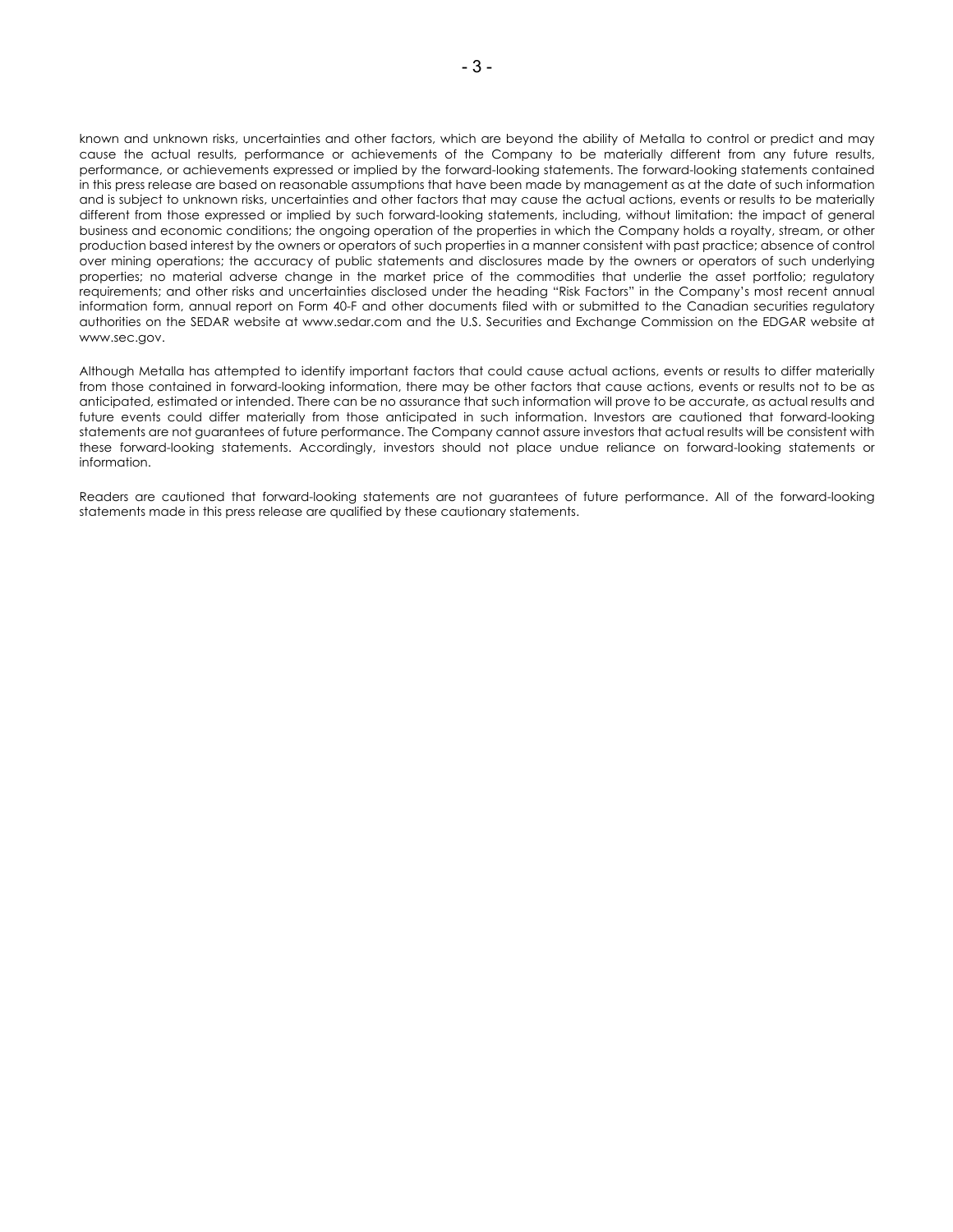known and unknown risks, uncertainties and other factors, which are beyond the ability of Metalla to control or predict and may cause the actual results, performance or achievements of the Company to be materially different from any future results, performance, or achievements expressed or implied by the forward-looking statements. The forward-looking statements contained in this press release are based on reasonable assumptions that have been made by management as at the date of such information and is subject to unknown risks, uncertainties and other factors that may cause the actual actions, events or results to be materially different from those expressed or implied by such forward-looking statements, including, without limitation: the impact of general business and economic conditions; the ongoing operation of the properties in which the Company holds a royalty, stream, or other production based interest by the owners or operators of such properties in a manner consistent with past practice; absence of control over mining operations; the accuracy of public statements and disclosures made by the owners or operators of such underlying properties; no material adverse change in the market price of the commodities that underlie the asset portfolio; regulatory requirements; and other risks and uncertainties disclosed under the heading "Risk Factors" in the Company's most recent annual information form, annual report on Form 40-F and other documents filed with or submitted to the Canadian securities regulatory authorities on the SEDAR website at www.sedar.com and the U.S. Securities and Exchange Commission on the EDGAR website at www.sec.gov.

Although Metalla has attempted to identify important factors that could cause actual actions, events or results to differ materially from those contained in forward-looking information, there may be other factors that cause actions, events or results not to be as anticipated, estimated or intended. There can be no assurance that such information will prove to be accurate, as actual results and future events could differ materially from those anticipated in such information. Investors are cautioned that forward-looking statements are not guarantees of future performance. The Company cannot assure investors that actual results will be consistent with these forward-looking statements. Accordingly, investors should not place undue reliance on forward-looking statements or information.

Readers are cautioned that forward-looking statements are not guarantees of future performance. All of the forward-looking statements made in this press release are qualified by these cautionary statements.